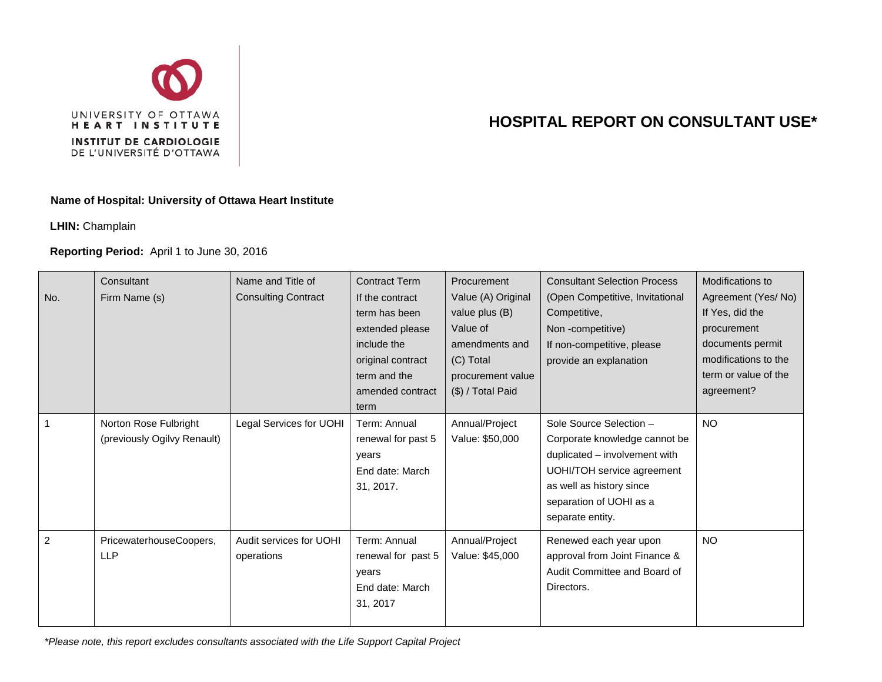UNIVERSITY OF OTTAWA
HEART INSTITUTE
INSTITUT DE CARDIOLOGIE
DE L'UNIVERSITÉ D'OTTAWA

# HOSPITAL REPORT ON CONSULTANT USE*

**Name of Hospital: University of Ottawa Heart Institute**

**LHIN:** Champlain

**Reporting Period:** April 1 to June 30, 2016

| No. | Consultant Firm Name (s) | Name and Title of Consulting Contract | Contract Term If the contract term has been extended please include the original contract term and the amended contract term | Procurement Value (A) Original value plus (B) Value of amendments and (C) Total procurement value ($) / Total Paid | Consultant Selection Process (Open Competitive, Invitational Competitive, Non -competitive) If non-competitive, please provide an explanation | Modifications to Agreement (Yes/ No) If Yes, did the procurement documents permit modifications to the term or value of the agreement? |
|---|---|---|---|---|---|---|
| 1 | Norton Rose Fulbright (previously Ogilvy Renault) | Legal Services for UOHI | Term: Annual renewal for past 5 years End date: March 31, 2017. | Annual/Project Value: $50,000 | Sole Source Selection – Corporate knowledge cannot be duplicated – involvement with UOHI/TOH service agreement as well as history since separation of UOHI as a separate entity. | NO |
| 2 | PricewaterhouseCoopers, LLP | Audit services for UOHI operations | Term: Annual renewal for past 5 years End date: March 31, 2017 | Annual/Project Value: $45,000 | Renewed each year upon approval from Joint Finance & Audit Committee and Board of Directors. | NO |

*\*Please note, this report excludes consultants associated with the Life Support Capital Project*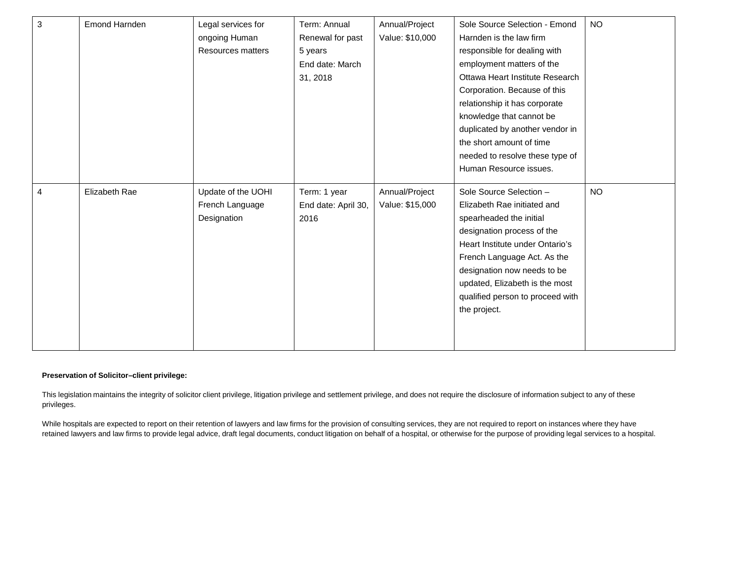| | | | | | | |
|---|---|---|---|---|---|---|
| 3 | Emond Harnden | Legal services for ongoing Human Resources matters | Term: Annual Renewal for past 5 years<br>End date: March 31, 2018 | Annual/Project Value: $10,000 | Sole Source Selection - Emond Harnden is the law firm responsible for dealing with employment matters of the Ottawa Heart Institute Research Corporation. Because of this relationship it has corporate knowledge that cannot be duplicated by another vendor in the short amount of time needed to resolve these type of Human Resource issues. | NO |
| 4 | Elizabeth Rae | Update of the UOHI French Language Designation | Term: 1 year<br>End date: April 30, 2016 | Annual/Project Value: $15,000 | Sole Source Selection – Elizabeth Rae initiated and spearheaded the initial designation process of the Heart Institute under Ontario's French Language Act. As the designation now needs to be updated, Elizabeth is the most qualified person to proceed with the project. | NO |

**Preservation of Solicitor–client privilege:**

This legislation maintains the integrity of solicitor client privilege, litigation privilege and settlement privilege, and does not require the disclosure of information subject to any of these privileges.

While hospitals are expected to report on their retention of lawyers and law firms for the provision of consulting services, they are not required to report on instances where they have retained lawyers and law firms to provide legal advice, draft legal documents, conduct litigation on behalf of a hospital, or otherwise for the purpose of providing legal services to a hospital.